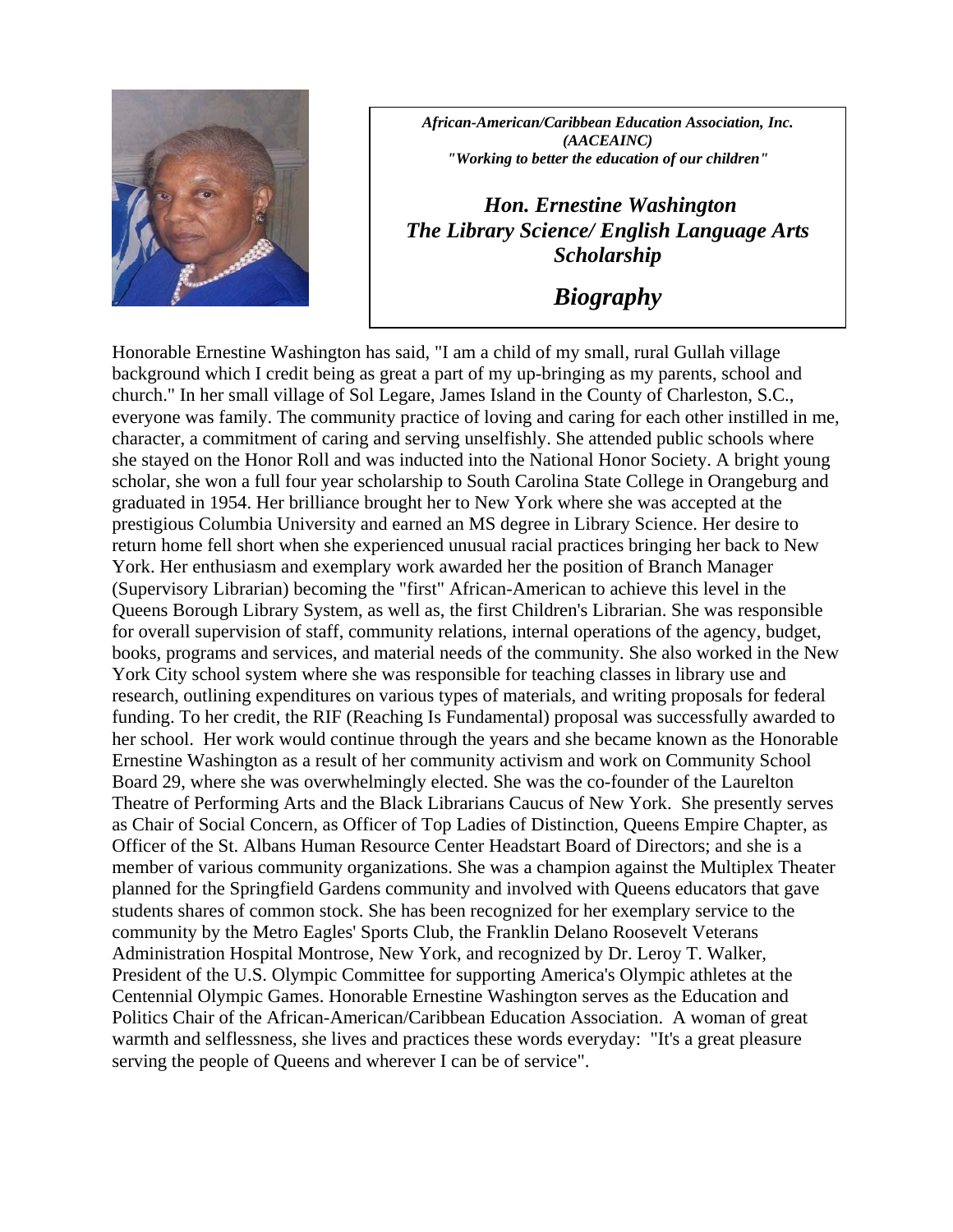*African-American/Caribbean Education Association, Inc. (AACEAINC)*
*"Working to better the education of our children"*

## *Hon. Ernestine Washington*
## *The Library Science/ English Language Arts Scholarship*

# *Biography*

Honorable Ernestine Washington has said, "I am a child of my small, rural Gullah village background which I credit being as great a part of my up-bringing as my parents, school and church." In her small village of Sol Legare, James Island in the County of Charleston, S.C., everyone was family. The community practice of loving and caring for each other instilled in me, character, a commitment of caring and serving unselfishly. She attended public schools where she stayed on the Honor Roll and was inducted into the National Honor Society. A bright young scholar, she won a full four year scholarship to South Carolina State College in Orangeburg and graduated in 1954. Her brilliance brought her to New York where she was accepted at the prestigious Columbia University and earned an MS degree in Library Science. Her desire to return home fell short when she experienced unusual racial practices bringing her back to New York. Her enthusiasm and exemplary work awarded her the position of Branch Manager (Supervisory Librarian) becoming the "first" African-American to achieve this level in the Queens Borough Library System, as well as, the first Children's Librarian. She was responsible for overall supervision of staff, community relations, internal operations of the agency, budget, books, programs and services, and material needs of the community. She also worked in the New York City school system where she was responsible for teaching classes in library use and research, outlining expenditures on various types of materials, and writing proposals for federal funding. To her credit, the RIF (Reaching Is Fundamental) proposal was successfully awarded to her school. Her work would continue through the years and she became known as the Honorable Ernestine Washington as a result of her community activism and work on Community School Board 29, where she was overwhelmingly elected. She was the co-founder of the Laurelton Theatre of Performing Arts and the Black Librarians Caucus of New York. She presently serves as Chair of Social Concern, as Officer of Top Ladies of Distinction, Queens Empire Chapter, as Officer of the St. Albans Human Resource Center Headstart Board of Directors; and she is a member of various community organizations. She was a champion against the Multiplex Theater planned for the Springfield Gardens community and involved with Queens educators that gave students shares of common stock. She has been recognized for her exemplary service to the community by the Metro Eagles' Sports Club, the Franklin Delano Roosevelt Veterans Administration Hospital Montrose, New York, and recognized by Dr. Leroy T. Walker, President of the U.S. Olympic Committee for supporting America's Olympic athletes at the Centennial Olympic Games. Honorable Ernestine Washington serves as the Education and Politics Chair of the African-American/Caribbean Education Association. A woman of great warmth and selflessness, she lives and practices these words everyday: "It's a great pleasure serving the people of Queens and wherever I can be of service".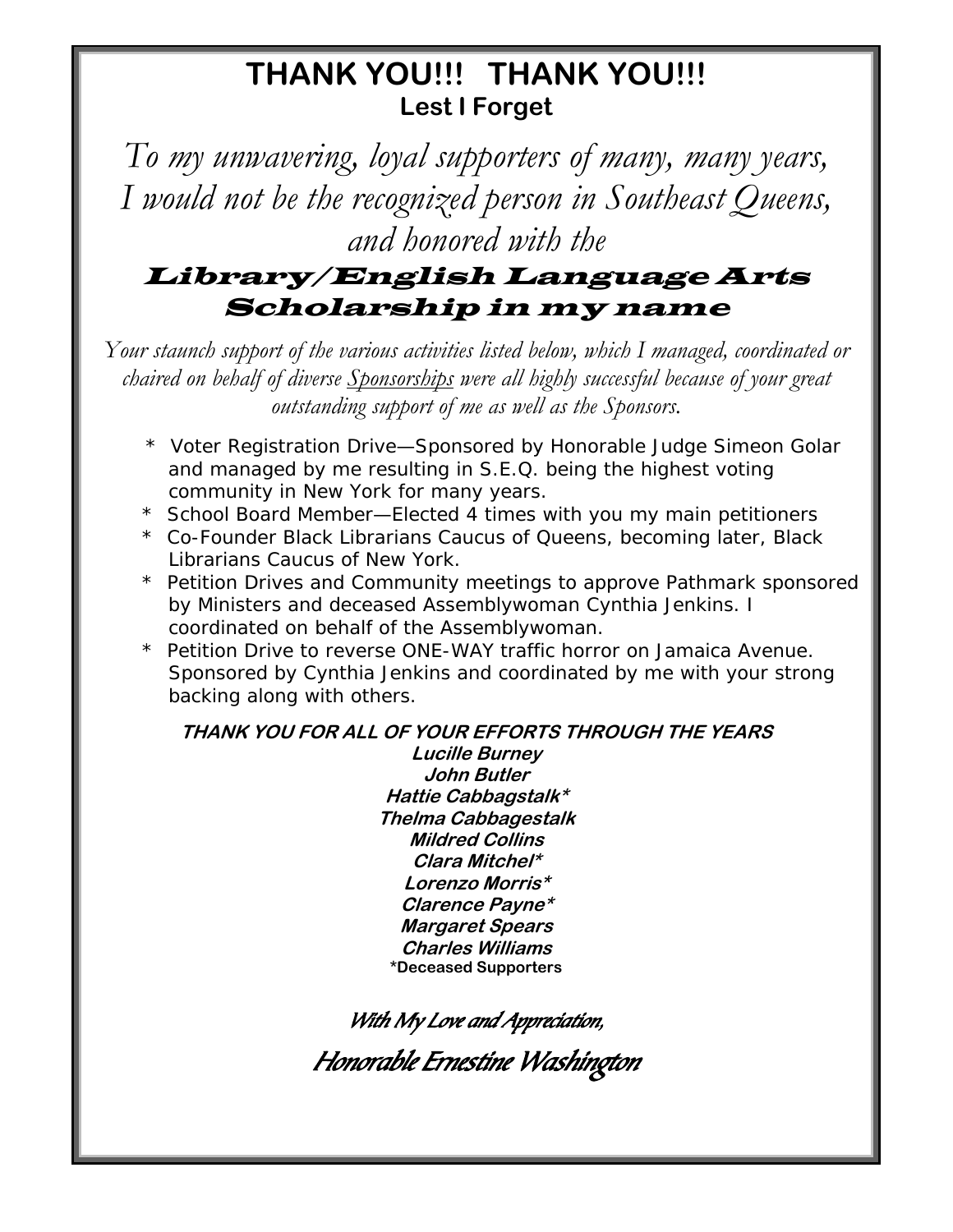# THANK YOU!!! THANK YOU!!!

### Lest I Forget

*To my unwavering, loyal supporters of many, many years, I would not be the recognized person in Southeast Queens, and honored with the*

## Library/English Language Arts Scholarship in my name

*Your staunch support of the various activities listed below, which I managed, coordinated or chaired on behalf of diverse Sponsorships were all highly successful because of your great outstanding support of me as well as the Sponsors.*

- Voter Registration Drive—Sponsored by Honorable Judge Simeon Golar and managed by me resulting in S.E.Q. being the highest voting community in New York for many years.
- School Board Member—Elected 4 times with you my main petitioners
- Co-Founder Black Librarians Caucus of Queens, becoming later, Black Librarians Caucus of New York.
- Petition Drives and Community meetings to approve Pathmark sponsored by Ministers and deceased Assemblywoman Cynthia Jenkins. I coordinated on behalf of the Assemblywoman.
- Petition Drive to reverse ONE-WAY traffic horror on Jamaica Avenue. Sponsored by Cynthia Jenkins and coordinated by me with your strong backing along with others.

***THANK YOU FOR ALL OF YOUR EFFORTS THROUGH THE YEARS***

***Lucille Burney***
***John Butler***
***Hattie Cabbagstalk****
***Thelma Cabbagestalk***
***Mildred Collins***
***Clara Mitchel****
***Lorenzo Morris****
***Clarence Payne****
***Margaret Spears***
***Charles Williams***

**\*Deceased Supporters**

*With My Love and Appreciation,*

*Honorable Ernestine Washington*